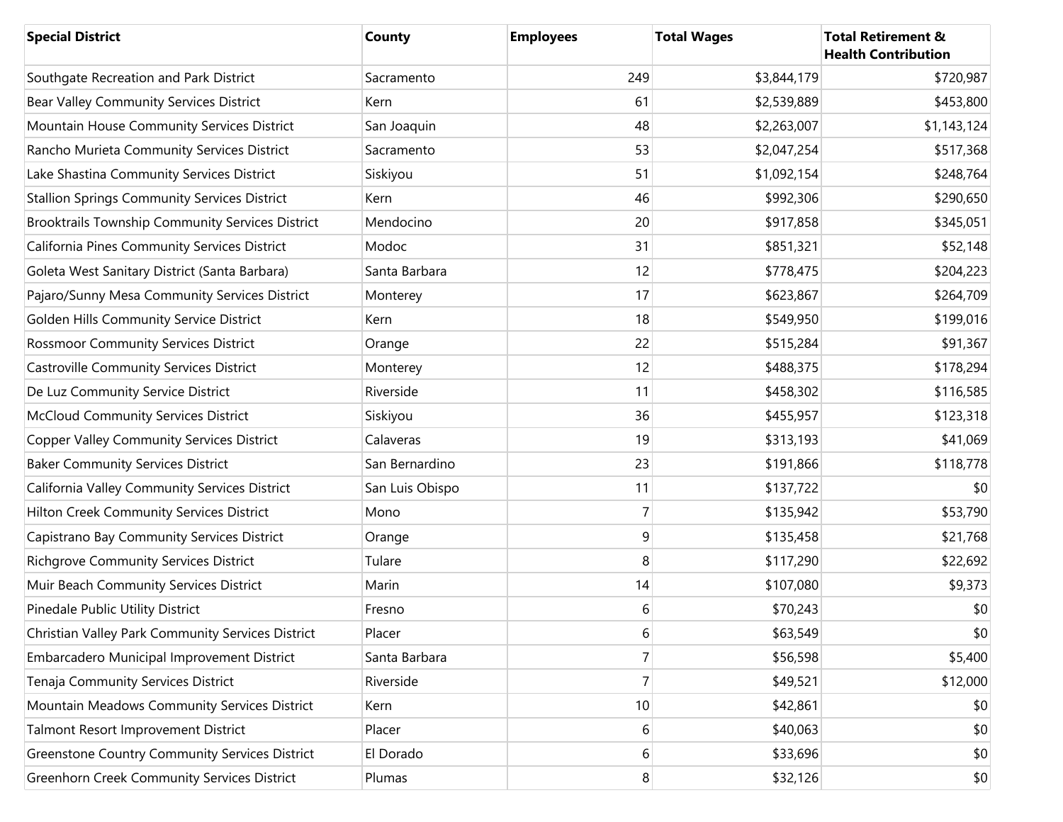| Special District | County | Employees | Total Wages | Total Retirement & Health Contribution |
| --- | --- | --- | --- | --- |
| Southgate Recreation and Park District | Sacramento | 249 | $3,844,179 | $720,987 |
| Bear Valley Community Services District | Kern | 61 | $2,539,889 | $453,800 |
| Mountain House Community Services District | San Joaquin | 48 | $2,263,007 | $1,143,124 |
| Rancho Murieta Community Services District | Sacramento | 53 | $2,047,254 | $517,368 |
| Lake Shastina Community Services District | Siskiyou | 51 | $1,092,154 | $248,764 |
| Stallion Springs Community Services District | Kern | 46 | $992,306 | $290,650 |
| Brooktrails Township Community Services District | Mendocino | 20 | $917,858 | $345,051 |
| California Pines Community Services District | Modoc | 31 | $851,321 | $52,148 |
| Goleta West Sanitary District (Santa Barbara) | Santa Barbara | 12 | $778,475 | $204,223 |
| Pajaro/Sunny Mesa Community Services District | Monterey | 17 | $623,867 | $264,709 |
| Golden Hills Community Service District | Kern | 18 | $549,950 | $199,016 |
| Rossmoor Community Services District | Orange | 22 | $515,284 | $91,367 |
| Castroville Community Services District | Monterey | 12 | $488,375 | $178,294 |
| De Luz Community Service District | Riverside | 11 | $458,302 | $116,585 |
| McCloud Community Services District | Siskiyou | 36 | $455,957 | $123,318 |
| Copper Valley Community Services District | Calaveras | 19 | $313,193 | $41,069 |
| Baker Community Services District | San Bernardino | 23 | $191,866 | $118,778 |
| California Valley Community Services District | San Luis Obispo | 11 | $137,722 | $0 |
| Hilton Creek Community Services District | Mono | 7 | $135,942 | $53,790 |
| Capistrano Bay Community Services District | Orange | 9 | $135,458 | $21,768 |
| Richgrove Community Services District | Tulare | 8 | $117,290 | $22,692 |
| Muir Beach Community Services District | Marin | 14 | $107,080 | $9,373 |
| Pinedale Public Utility District | Fresno | 6 | $70,243 | $0 |
| Christian Valley Park Community Services District | Placer | 6 | $63,549 | $0 |
| Embarcadero Municipal Improvement District | Santa Barbara | 7 | $56,598 | $5,400 |
| Tenaja Community Services District | Riverside | 7 | $49,521 | $12,000 |
| Mountain Meadows Community Services District | Kern | 10 | $42,861 | $0 |
| Talmont Resort Improvement District | Placer | 6 | $40,063 | $0 |
| Greenstone Country Community Services District | El Dorado | 6 | $33,696 | $0 |
| Greenhorn Creek Community Services District | Plumas | 8 | $32,126 | $0 |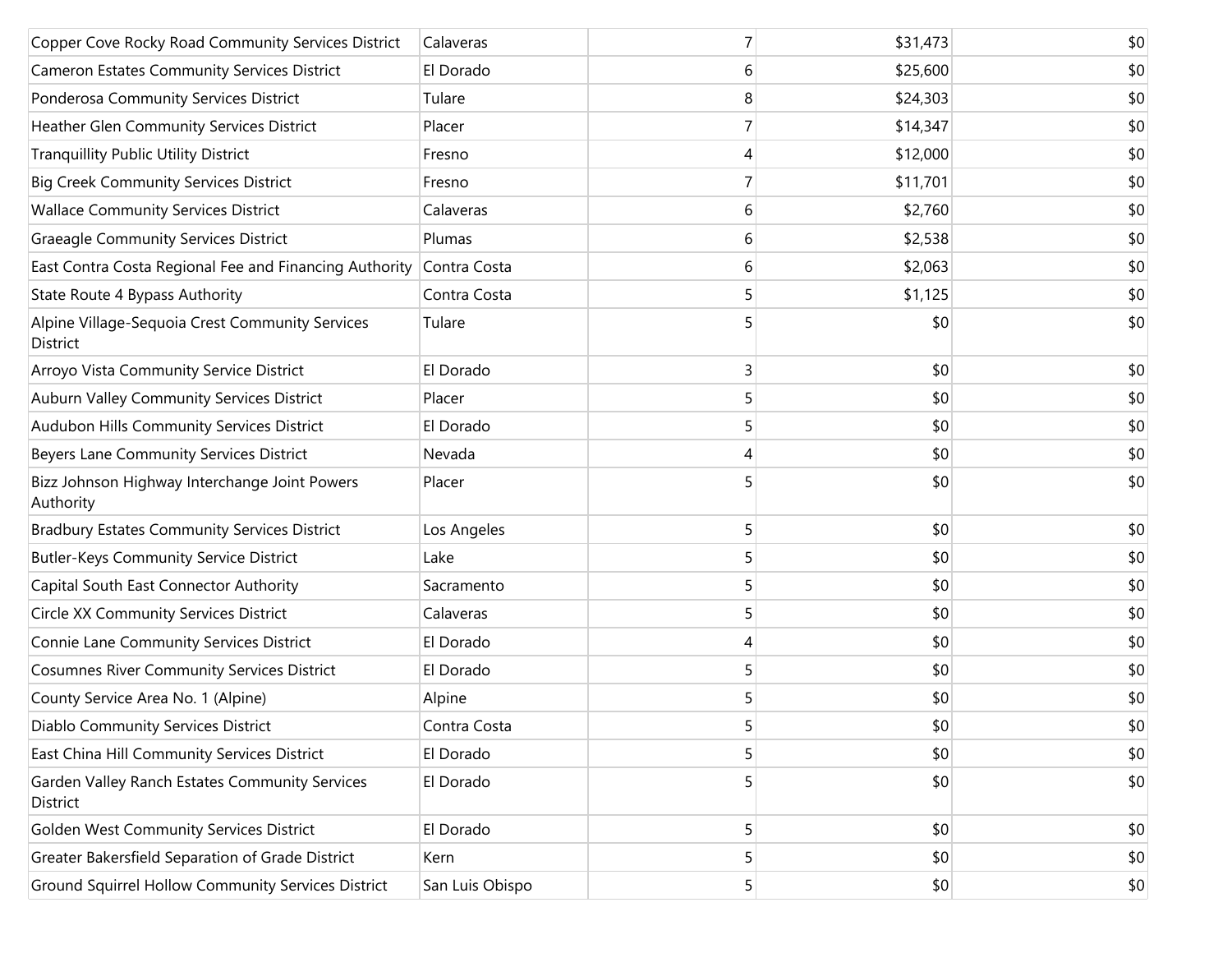| | | | | |
|---|---|---|---|---|
| Copper Cove Rocky Road Community Services District | Calaveras | 7 | $31,473 | $0 |
| Cameron Estates Community Services District | El Dorado | 6 | $25,600 | $0 |
| Ponderosa Community Services District | Tulare | 8 | $24,303 | $0 |
| Heather Glen Community Services District | Placer | 7 | $14,347 | $0 |
| Tranquillity Public Utility District | Fresno | 4 | $12,000 | $0 |
| Big Creek Community Services District | Fresno | 7 | $11,701 | $0 |
| Wallace Community Services District | Calaveras | 6 | $2,760 | $0 |
| Graeagle Community Services District | Plumas | 6 | $2,538 | $0 |
| East Contra Costa Regional Fee and Financing Authority | Contra Costa | 6 | $2,063 | $0 |
| State Route 4 Bypass Authority | Contra Costa | 5 | $1,125 | $0 |
| Alpine Village-Sequoia Crest Community Services District | Tulare | 5 | $0 | $0 |
| Arroyo Vista Community Service District | El Dorado | 3 | $0 | $0 |
| Auburn Valley Community Services District | Placer | 5 | $0 | $0 |
| Audubon Hills Community Services District | El Dorado | 5 | $0 | $0 |
| Beyers Lane Community Services District | Nevada | 4 | $0 | $0 |
| Bizz Johnson Highway Interchange Joint Powers Authority | Placer | 5 | $0 | $0 |
| Bradbury Estates Community Services District | Los Angeles | 5 | $0 | $0 |
| Butler-Keys Community Service District | Lake | 5 | $0 | $0 |
| Capital South East Connector Authority | Sacramento | 5 | $0 | $0 |
| Circle XX Community Services District | Calaveras | 5 | $0 | $0 |
| Connie Lane Community Services District | El Dorado | 4 | $0 | $0 |
| Cosumnes River Community Services District | El Dorado | 5 | $0 | $0 |
| County Service Area No. 1 (Alpine) | Alpine | 5 | $0 | $0 |
| Diablo Community Services District | Contra Costa | 5 | $0 | $0 |
| East China Hill Community Services District | El Dorado | 5 | $0 | $0 |
| Garden Valley Ranch Estates Community Services District | El Dorado | 5 | $0 | $0 |
| Golden West Community Services District | El Dorado | 5 | $0 | $0 |
| Greater Bakersfield Separation of Grade District | Kern | 5 | $0 | $0 |
| Ground Squirrel Hollow Community Services District | San Luis Obispo | 5 | $0 | $0 |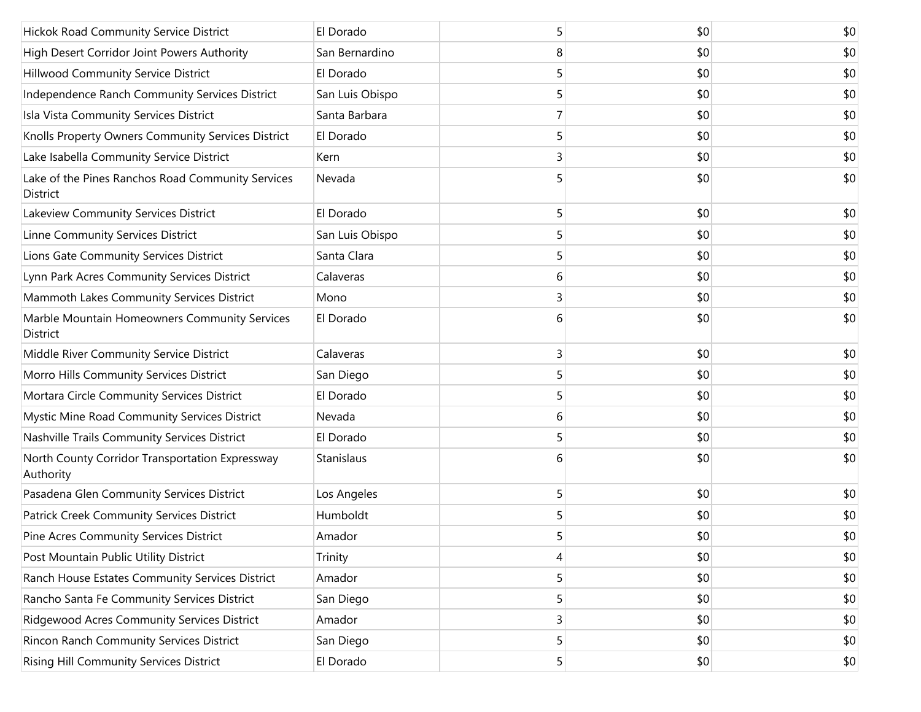| | | | | |
|---|---|---|---|---|
| Hickok Road Community Service District | El Dorado | 5 | $0 | $0 |
| High Desert Corridor Joint Powers Authority | San Bernardino | 8 | $0 | $0 |
| Hillwood Community Service District | El Dorado | 5 | $0 | $0 |
| Independence Ranch Community Services District | San Luis Obispo | 5 | $0 | $0 |
| Isla Vista Community Services District | Santa Barbara | 7 | $0 | $0 |
| Knolls Property Owners Community Services District | El Dorado | 5 | $0 | $0 |
| Lake Isabella Community Service District | Kern | 3 | $0 | $0 |
| Lake of the Pines Ranchos Road Community Services District | Nevada | 5 | $0 | $0 |
| Lakeview Community Services District | El Dorado | 5 | $0 | $0 |
| Linne Community Services District | San Luis Obispo | 5 | $0 | $0 |
| Lions Gate Community Services District | Santa Clara | 5 | $0 | $0 |
| Lynn Park Acres Community Services District | Calaveras | 6 | $0 | $0 |
| Mammoth Lakes Community Services District | Mono | 3 | $0 | $0 |
| Marble Mountain Homeowners Community Services District | El Dorado | 6 | $0 | $0 |
| Middle River Community Service District | Calaveras | 3 | $0 | $0 |
| Morro Hills Community Services District | San Diego | 5 | $0 | $0 |
| Mortara Circle Community Services District | El Dorado | 5 | $0 | $0 |
| Mystic Mine Road Community Services District | Nevada | 6 | $0 | $0 |
| Nashville Trails Community Services District | El Dorado | 5 | $0 | $0 |
| North County Corridor Transportation Expressway Authority | Stanislaus | 6 | $0 | $0 |
| Pasadena Glen Community Services District | Los Angeles | 5 | $0 | $0 |
| Patrick Creek Community Services District | Humboldt | 5 | $0 | $0 |
| Pine Acres Community Services District | Amador | 5 | $0 | $0 |
| Post Mountain Public Utility District | Trinity | 4 | $0 | $0 |
| Ranch House Estates Community Services District | Amador | 5 | $0 | $0 |
| Rancho Santa Fe Community Services District | San Diego | 5 | $0 | $0 |
| Ridgewood Acres Community Services District | Amador | 3 | $0 | $0 |
| Rincon Ranch Community Services District | San Diego | 5 | $0 | $0 |
| Rising Hill Community Services District | El Dorado | 5 | $0 | $0 |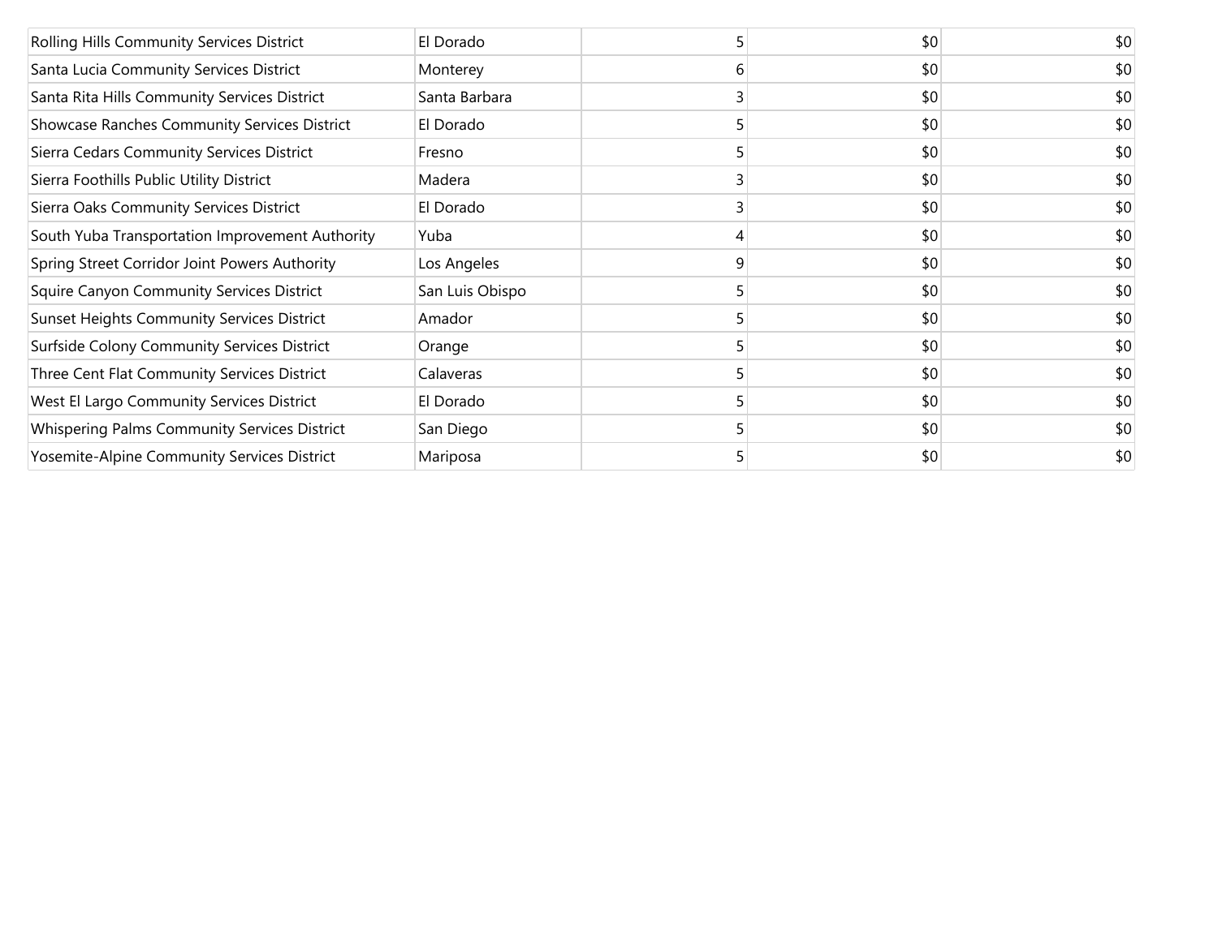| | | | | |
|---|---|---|---|---|
| Rolling Hills Community Services District | El Dorado | 5 | $0 | $0 |
| Santa Lucia Community Services District | Monterey | 6 | $0 | $0 |
| Santa Rita Hills Community Services District | Santa Barbara | 3 | $0 | $0 |
| Showcase Ranches Community Services District | El Dorado | 5 | $0 | $0 |
| Sierra Cedars Community Services District | Fresno | 5 | $0 | $0 |
| Sierra Foothills Public Utility District | Madera | 3 | $0 | $0 |
| Sierra Oaks Community Services District | El Dorado | 3 | $0 | $0 |
| South Yuba Transportation Improvement Authority | Yuba | 4 | $0 | $0 |
| Spring Street Corridor Joint Powers Authority | Los Angeles | 9 | $0 | $0 |
| Squire Canyon Community Services District | San Luis Obispo | 5 | $0 | $0 |
| Sunset Heights Community Services District | Amador | 5 | $0 | $0 |
| Surfside Colony Community Services District | Orange | 5 | $0 | $0 |
| Three Cent Flat Community Services District | Calaveras | 5 | $0 | $0 |
| West El Largo Community Services District | El Dorado | 5 | $0 | $0 |
| Whispering Palms Community Services District | San Diego | 5 | $0 | $0 |
| Yosemite-Alpine Community Services District | Mariposa | 5 | $0 | $0 |